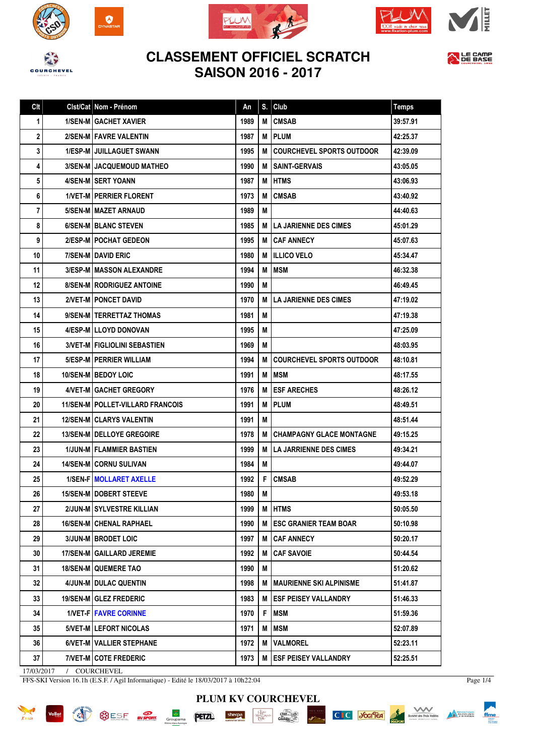# CLASSEMENT OFFICIEL SCRATCH
# SAISON 2016 - 2017

| Clt | Clst/Cat | Nom - Prénom | An | S. | Club | Temps |
|---|---|---|---|---|---|---|
| 1 | 1/SEN-M | GACHET XAVIER | 1989 | M | CMSAB | 39:57.91 |
| 2 | 2/SEN-M | FAVRE VALENTIN | 1987 | M | PLUM | 42:25.37 |
| 3 | 1/ESP-M | JUILLAGUET SWANN | 1995 | M | COURCHEVEL SPORTS OUTDOOR | 42:39.09 |
| 4 | 3/SEN-M | JACQUEMOUD MATHEO | 1990 | M | SAINT-GERVAIS | 43:05.05 |
| 5 | 4/SEN-M | SERT YOANN | 1987 | M | HTMS | 43:06.93 |
| 6 | 1/VET-M | PERRIER FLORENT | 1973 | M | CMSAB | 43:40.92 |
| 7 | 5/SEN-M | MAZET ARNAUD | 1989 | M | | 44:40.63 |
| 8 | 6/SEN-M | BLANC STEVEN | 1985 | M | LA JARIENNE DES CIMES | 45:01.29 |
| 9 | 2/ESP-M | POCHAT GEDEON | 1995 | M | CAF ANNECY | 45:07.63 |
| 10 | 7/SEN-M | DAVID ERIC | 1980 | M | ILLICO VELO | 45:34.47 |
| 11 | 3/ESP-M | MASSON ALEXANDRE | 1994 | M | MSM | 46:32.38 |
| 12 | 8/SEN-M | RODRIGUEZ ANTOINE | 1990 | M | | 46:49.45 |
| 13 | 2/VET-M | PONCET DAVID | 1970 | M | LA JARIENNE DES CIMES | 47:19.02 |
| 14 | 9/SEN-M | TERRETTAZ THOMAS | 1981 | M | | 47:19.38 |
| 15 | 4/ESP-M | LLOYD DONOVAN | 1995 | M | | 47:25.09 |
| 16 | 3/VET-M | FIGLIOLINI SEBASTIEN | 1969 | M | | 48:03.95 |
| 17 | 5/ESP-M | PERRIER WILLIAM | 1994 | M | COURCHEVEL SPORTS OUTDOOR | 48:10.81 |
| 18 | 10/SEN-M | BEDOY LOIC | 1991 | M | MSM | 48:17.55 |
| 19 | 4/VET-M | GACHET GREGORY | 1976 | M | ESF ARECHES | 48:26.12 |
| 20 | 11/SEN-M | POLLET-VILLARD FRANCOIS | 1991 | M | PLUM | 48:49.51 |
| 21 | 12/SEN-M | CLARYS VALENTIN | 1991 | M | | 48:51.44 |
| 22 | 13/SEN-M | DELLOYE GREGOIRE | 1978 | M | CHAMPAGNY GLACE MONTAGNE | 49:15.25 |
| 23 | 1/JUN-M | FLAMMIER BASTIEN | 1999 | M | LA JARRIENNE DES CIMES | 49:34.21 |
| 24 | 14/SEN-M | CORNU SULIVAN | 1984 | M | | 49:44.07 |
| 25 | 1/SEN-F | MOLLARET AXELLE | 1992 | F | CMSAB | 49:52.29 |
| 26 | 15/SEN-M | DOBERT STEEVE | 1980 | M | | 49:53.18 |
| 27 | 2/JUN-M | SYLVESTRE KILLIAN | 1999 | M | HTMS | 50:05.50 |
| 28 | 16/SEN-M | CHENAL RAPHAEL | 1990 | M | ESC GRANIER TEAM BOAR | 50:10.98 |
| 29 | 3/JUN-M | BRODET LOIC | 1997 | M | CAF ANNECY | 50:20.17 |
| 30 | 17/SEN-M | GAILLARD JEREMIE | 1992 | M | CAF SAVOIE | 50:44.54 |
| 31 | 18/SEN-M | QUEMERE TAO | 1990 | M | | 51:20.62 |
| 32 | 4/JUN-M | DULAC QUENTIN | 1998 | M | MAURIENNE SKI ALPINISME | 51:41.87 |
| 33 | 19/SEN-M | GLEZ FREDERIC | 1983 | M | ESF PEISEY VALLANDRY | 51:46.33 |
| 34 | 1/VET-F | FAVRE CORINNE | 1970 | F | MSM | 51:59.36 |
| 35 | 5/VET-M | LEFORT NICOLAS | 1971 | M | MSM | 52:07.89 |
| 36 | 6/VET-M | VALLIER STEPHANE | 1972 | M | VALMOREL | 52:23.11 |
| 37 | 7/VET-M | COTE FREDERIC | 1973 | M | ESF PEISEY VALLANDRY | 52:25.51 |

17/03/2017 / COURCHEVEL

FFS-SKI Version 16.1h (E.S.F. / Agil Informatique) - Edité le 18/03/2017 à 10h22:04

PLUM KV COURCHEVEL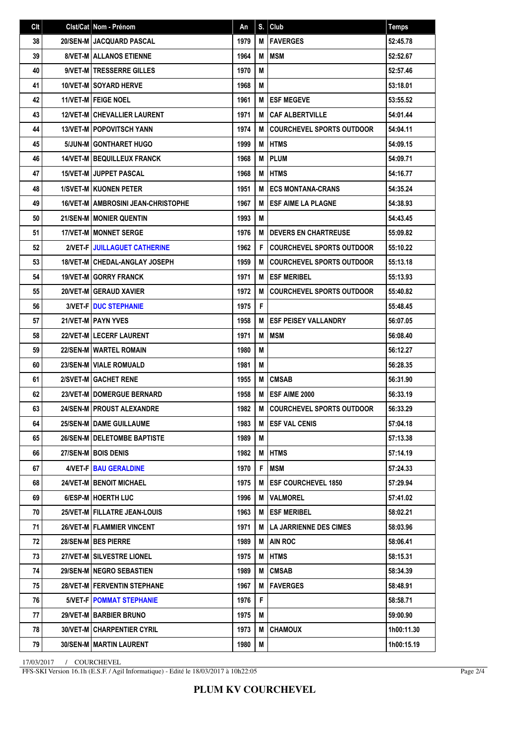| Clt | Clst/Cat | Nom - Prénom | An | S. | Club | Temps |
|---|---|---|---|---|---|---|
| 38 | 20/SEN-M | JACQUARD PASCAL | 1979 | M | FAVERGES | 52:45.78 |
| 39 | 8/VET-M | ALLANOS ETIENNE | 1964 | M | MSM | 52:52.67 |
| 40 | 9/VET-M | TRESSERRE GILLES | 1970 | M | | 52:57.46 |
| 41 | 10/VET-M | SOYARD HERVE | 1968 | M | | 53:18.01 |
| 42 | 11/VET-M | FEIGE NOEL | 1961 | M | ESF MEGEVE | 53:55.52 |
| 43 | 12/VET-M | CHEVALLIER LAURENT | 1971 | M | CAF ALBERTVILLE | 54:01.44 |
| 44 | 13/VET-M | POPOVITSCH YANN | 1974 | M | COURCHEVEL SPORTS OUTDOOR | 54:04.11 |
| 45 | 5/JUN-M | GONTHARET HUGO | 1999 | M | HTMS | 54:09.15 |
| 46 | 14/VET-M | BEQUILLEUX FRANCK | 1968 | M | PLUM | 54:09.71 |
| 47 | 15/VET-M | JUPPET PASCAL | 1968 | M | HTMS | 54:16.77 |
| 48 | 1/SVET-M | KUONEN PETER | 1951 | M | ECS MONTANA-CRANS | 54:35.24 |
| 49 | 16/VET-M | AMBROSINI JEAN-CHRISTOPHE | 1967 | M | ESF AIME LA PLAGNE | 54:38.93 |
| 50 | 21/SEN-M | MONIER QUENTIN | 1993 | M | | 54:43.45 |
| 51 | 17/VET-M | MONNET SERGE | 1976 | M | DEVERS EN CHARTREUSE | 55:09.82 |
| 52 | 2/VET-F | JUILLAGUET CATHERINE | 1962 | F | COURCHEVEL SPORTS OUTDOOR | 55:10.22 |
| 53 | 18/VET-M | CHEDAL-ANGLAY JOSEPH | 1959 | M | COURCHEVEL SPORTS OUTDOOR | 55:13.18 |
| 54 | 19/VET-M | GORRY FRANCK | 1971 | M | ESF MERIBEL | 55:13.93 |
| 55 | 20/VET-M | GERAUD XAVIER | 1972 | M | COURCHEVEL SPORTS OUTDOOR | 55:40.82 |
| 56 | 3/VET-F | DUC STEPHANIE | 1975 | F | | 55:48.45 |
| 57 | 21/VET-M | PAYN YVES | 1958 | M | ESF PEISEY VALLANDRY | 56:07.05 |
| 58 | 22/VET-M | LECERF LAURENT | 1971 | M | MSM | 56:08.40 |
| 59 | 22/SEN-M | WARTEL ROMAIN | 1980 | M | | 56:12.27 |
| 60 | 23/SEN-M | VIALE ROMUALD | 1981 | M | | 56:28.35 |
| 61 | 2/SVET-M | GACHET RENE | 1955 | M | CMSAB | 56:31.90 |
| 62 | 23/VET-M | DOMERGUE BERNARD | 1958 | M | ESF AIME 2000 | 56:33.19 |
| 63 | 24/SEN-M | PROUST ALEXANDRE | 1982 | M | COURCHEVEL SPORTS OUTDOOR | 56:33.29 |
| 64 | 25/SEN-M | DAME GUILLAUME | 1983 | M | ESF VAL CENIS | 57:04.18 |
| 65 | 26/SEN-M | DELETOMBE BAPTISTE | 1989 | M | | 57:13.38 |
| 66 | 27/SEN-M | BOIS DENIS | 1982 | M | HTMS | 57:14.19 |
| 67 | 4/VET-F | BAU GERALDINE | 1970 | F | MSM | 57:24.33 |
| 68 | 24/VET-M | BENOIT MICHAEL | 1975 | M | ESF COURCHEVEL 1850 | 57:29.94 |
| 69 | 6/ESP-M | HOERTH LUC | 1996 | M | VALMOREL | 57:41.02 |
| 70 | 25/VET-M | FILLATRE JEAN-LOUIS | 1963 | M | ESF MERIBEL | 58:02.21 |
| 71 | 26/VET-M | FLAMMIER VINCENT | 1971 | M | LA JARRIENNE DES CIMES | 58:03.96 |
| 72 | 28/SEN-M | BES PIERRE | 1989 | M | AIN ROC | 58:06.41 |
| 73 | 27/VET-M | SILVESTRE LIONEL | 1975 | M | HTMS | 58:15.31 |
| 74 | 29/SEN-M | NEGRO SEBASTIEN | 1989 | M | CMSAB | 58:34.39 |
| 75 | 28/VET-M | FERVENTIN STEPHANE | 1967 | M | FAVERGES | 58:48.91 |
| 76 | 5/VET-F | POMMAT STEPHANIE | 1976 | F | | 58:58.71 |
| 77 | 29/VET-M | BARBIER BRUNO | 1975 | M | | 59:00.90 |
| 78 | 30/VET-M | CHARPENTIER CYRIL | 1973 | M | CHAMOUX | 1h00:11.30 |
| 79 | 30/SEN-M | MARTIN LAURENT | 1980 | M | | 1h00:15.19 |

17/03/2017 / COURCHEVEL

FFS-SKI Version 16.1h (E.S.F. / Agil Informatique) - Edité le 18/03/2017 à 10h22:05

**PLUM KV COURCHEVEL**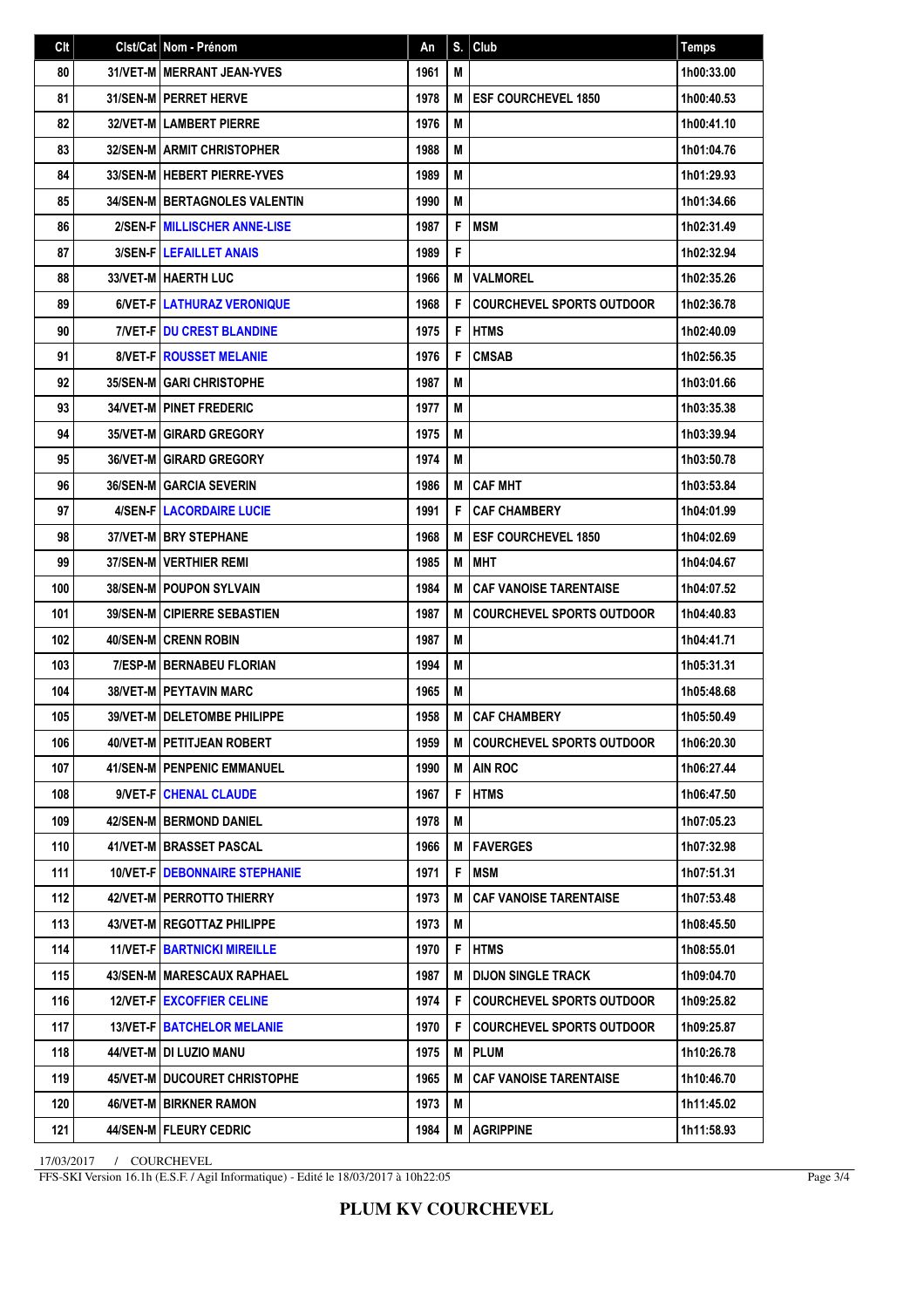| Clt | Clst/Cat | Nom - Prénom | An | S. | Club | Temps |
|---|---|---|---|---|---|---|
| 80 | 31/VET-M | MERRANT JEAN-YVES | 1961 | M | | 1h00:33.00 |
| 81 | 31/SEN-M | PERRET HERVE | 1978 | M | ESF COURCHEVEL 1850 | 1h00:40.53 |
| 82 | 32/VET-M | LAMBERT PIERRE | 1976 | M | | 1h00:41.10 |
| 83 | 32/SEN-M | ARMIT CHRISTOPHER | 1988 | M | | 1h01:04.76 |
| 84 | 33/SEN-M | HEBERT PIERRE-YVES | 1989 | M | | 1h01:29.93 |
| 85 | 34/SEN-M | BERTAGNOLES VALENTIN | 1990 | M | | 1h01:34.66 |
| 86 | 2/SEN-F | MILLISCHER ANNE-LISE | 1987 | F | MSM | 1h02:31.49 |
| 87 | 3/SEN-F | LEFAILLET ANAIS | 1989 | F | | 1h02:32.94 |
| 88 | 33/VET-M | HAERTH LUC | 1966 | M | VALMOREL | 1h02:35.26 |
| 89 | 6/VET-F | LATHURAZ VERONIQUE | 1968 | F | COURCHEVEL SPORTS OUTDOOR | 1h02:36.78 |
| 90 | 7/VET-F | DU CREST BLANDINE | 1975 | F | HTMS | 1h02:40.09 |
| 91 | 8/VET-F | ROUSSET MELANIE | 1976 | F | CMSAB | 1h02:56.35 |
| 92 | 35/SEN-M | GARI CHRISTOPHE | 1987 | M | | 1h03:01.66 |
| 93 | 34/VET-M | PINET FREDERIC | 1977 | M | | 1h03:35.38 |
| 94 | 35/VET-M | GIRARD GREGORY | 1975 | M | | 1h03:39.94 |
| 95 | 36/VET-M | GIRARD GREGORY | 1974 | M | | 1h03:50.78 |
| 96 | 36/SEN-M | GARCIA SEVERIN | 1986 | M | CAF MHT | 1h03:53.84 |
| 97 | 4/SEN-F | LACORDAIRE LUCIE | 1991 | F | CAF CHAMBERY | 1h04:01.99 |
| 98 | 37/VET-M | BRY STEPHANE | 1968 | M | ESF COURCHEVEL 1850 | 1h04:02.69 |
| 99 | 37/SEN-M | VERTHIER REMI | 1985 | M | MHT | 1h04:04.67 |
| 100 | 38/SEN-M | POUPON SYLVAIN | 1984 | M | CAF VANOISE TARENTAISE | 1h04:07.52 |
| 101 | 39/SEN-M | CIPIERRE SEBASTIEN | 1987 | M | COURCHEVEL SPORTS OUTDOOR | 1h04:40.83 |
| 102 | 40/SEN-M | CRENN ROBIN | 1987 | M | | 1h04:41.71 |
| 103 | 7/ESP-M | BERNABEU FLORIAN | 1994 | M | | 1h05:31.31 |
| 104 | 38/VET-M | PEYTAVIN MARC | 1965 | M | | 1h05:48.68 |
| 105 | 39/VET-M | DELETOMBE PHILIPPE | 1958 | M | CAF CHAMBERY | 1h05:50.49 |
| 106 | 40/VET-M | PETITJEAN ROBERT | 1959 | M | COURCHEVEL SPORTS OUTDOOR | 1h06:20.30 |
| 107 | 41/SEN-M | PENPENIC EMMANUEL | 1990 | M | AIN ROC | 1h06:27.44 |
| 108 | 9/VET-F | CHENAL CLAUDE | 1967 | F | HTMS | 1h06:47.50 |
| 109 | 42/SEN-M | BERMOND DANIEL | 1978 | M | | 1h07:05.23 |
| 110 | 41/VET-M | BRASSET PASCAL | 1966 | M | FAVERGES | 1h07:32.98 |
| 111 | 10/VET-F | DEBONNAIRE STEPHANIE | 1971 | F | MSM | 1h07:51.31 |
| 112 | 42/VET-M | PERROTTO THIERRY | 1973 | M | CAF VANOISE TARENTAISE | 1h07:53.48 |
| 113 | 43/VET-M | REGOTTAZ PHILIPPE | 1973 | M | | 1h08:45.50 |
| 114 | 11/VET-F | BARTNICKI MIREILLE | 1970 | F | HTMS | 1h08:55.01 |
| 115 | 43/SEN-M | MARESCAUX RAPHAEL | 1987 | M | DIJON SINGLE TRACK | 1h09:04.70 |
| 116 | 12/VET-F | EXCOFFIER CELINE | 1974 | F | COURCHEVEL SPORTS OUTDOOR | 1h09:25.82 |
| 117 | 13/VET-F | BATCHELOR MELANIE | 1970 | F | COURCHEVEL SPORTS OUTDOOR | 1h09:25.87 |
| 118 | 44/VET-M | DI LUZIO MANU | 1975 | M | PLUM | 1h10:26.78 |
| 119 | 45/VET-M | DUCOURET CHRISTOPHE | 1965 | M | CAF VANOISE TARENTAISE | 1h10:46.70 |
| 120 | 46/VET-M | BIRKNER RAMON | 1973 | M | | 1h11:45.02 |
| 121 | 44/SEN-M | FLEURY CEDRIC | 1984 | M | AGRIPPINE | 1h11:58.93 |

17/03/2017 / COURCHEVEL

FFS-SKI Version 16.1h (E.S.F. / Agil Informatique) - Edité le 18/03/2017 à 10h22:05

**PLUM KV COURCHEVEL**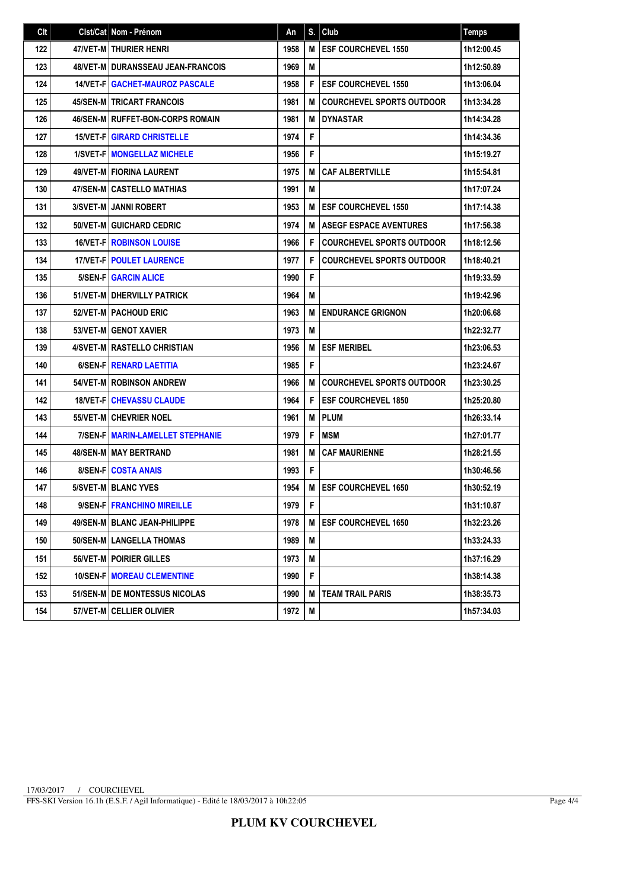| Clt | Clst/Cat | Nom - Prénom | An | S. | Club | Temps |
|---|---|---|---|---|---|---|
| 122 | 47/VET-M | THURIER HENRI | 1958 | M | ESF COURCHEVEL 1550 | 1h12:00.45 |
| 123 | 48/VET-M | DURANSSEAU JEAN-FRANCOIS | 1969 | M | | 1h12:50.89 |
| 124 | 14/VET-F | GACHET-MAUROZ PASCALE | 1958 | F | ESF COURCHEVEL 1550 | 1h13:06.04 |
| 125 | 45/SEN-M | TRICART FRANCOIS | 1981 | M | COURCHEVEL SPORTS OUTDOOR | 1h13:34.28 |
| 126 | 46/SEN-M | RUFFET-BON-CORPS ROMAIN | 1981 | M | DYNASTAR | 1h14:34.28 |
| 127 | 15/VET-F | GIRARD CHRISTELLE | 1974 | F | | 1h14:34.36 |
| 128 | 1/SVET-F | MONGELLAZ MICHELE | 1956 | F | | 1h15:19.27 |
| 129 | 49/VET-M | FIORINA LAURENT | 1975 | M | CAF ALBERTVILLE | 1h15:54.81 |
| 130 | 47/SEN-M | CASTELLO MATHIAS | 1991 | M | | 1h17:07.24 |
| 131 | 3/SVET-M | JANNI ROBERT | 1953 | M | ESF COURCHEVEL 1550 | 1h17:14.38 |
| 132 | 50/VET-M | GUICHARD CEDRIC | 1974 | M | ASEGF ESPACE AVENTURES | 1h17:56.38 |
| 133 | 16/VET-F | ROBINSON LOUISE | 1966 | F | COURCHEVEL SPORTS OUTDOOR | 1h18:12.56 |
| 134 | 17/VET-F | POULET LAURENCE | 1977 | F | COURCHEVEL SPORTS OUTDOOR | 1h18:40.21 |
| 135 | 5/SEN-F | GARCIN ALICE | 1990 | F | | 1h19:33.59 |
| 136 | 51/VET-M | DHERVILLY PATRICK | 1964 | M | | 1h19:42.96 |
| 137 | 52/VET-M | PACHOUD ERIC | 1963 | M | ENDURANCE GRIGNON | 1h20:06.68 |
| 138 | 53/VET-M | GENOT XAVIER | 1973 | M | | 1h22:32.77 |
| 139 | 4/SVET-M | RASTELLO CHRISTIAN | 1956 | M | ESF MERIBEL | 1h23:06.53 |
| 140 | 6/SEN-F | RENARD LAETITIA | 1985 | F | | 1h23:24.67 |
| 141 | 54/VET-M | ROBINSON ANDREW | 1966 | M | COURCHEVEL SPORTS OUTDOOR | 1h23:30.25 |
| 142 | 18/VET-F | CHEVASSU CLAUDE | 1964 | F | ESF COURCHEVEL 1850 | 1h25:20.80 |
| 143 | 55/VET-M | CHEVRIER NOEL | 1961 | M | PLUM | 1h26:33.14 |
| 144 | 7/SEN-F | MARIN-LAMELLET STEPHANIE | 1979 | F | MSM | 1h27:01.77 |
| 145 | 48/SEN-M | MAY BERTRAND | 1981 | M | CAF MAURIENNE | 1h28:21.55 |
| 146 | 8/SEN-F | COSTA ANAIS | 1993 | F | | 1h30:46.56 |
| 147 | 5/SVET-M | BLANC YVES | 1954 | M | ESF COURCHEVEL 1650 | 1h30:52.19 |
| 148 | 9/SEN-F | FRANCHINO MIREILLE | 1979 | F | | 1h31:10.87 |
| 149 | 49/SEN-M | BLANC JEAN-PHILIPPE | 1978 | M | ESF COURCHEVEL 1650 | 1h32:23.26 |
| 150 | 50/SEN-M | LANGELLA THOMAS | 1989 | M | | 1h33:24.33 |
| 151 | 56/VET-M | POIRIER GILLES | 1973 | M | | 1h37:16.29 |
| 152 | 10/SEN-F | MOREAU CLEMENTINE | 1990 | F | | 1h38:14.38 |
| 153 | 51/SEN-M | DE MONTESSUS NICOLAS | 1990 | M | TEAM TRAIL PARIS | 1h38:35.73 |
| 154 | 57/VET-M | CELLIER OLIVIER | 1972 | M | | 1h57:34.03 |

17/03/2017 / COURCHEVEL

FFS-SKI Version 16.1h (E.S.F. / Agil Informatique) - Edité le 18/03/2017 à 10h22:05

**PLUM KV COURCHEVEL**